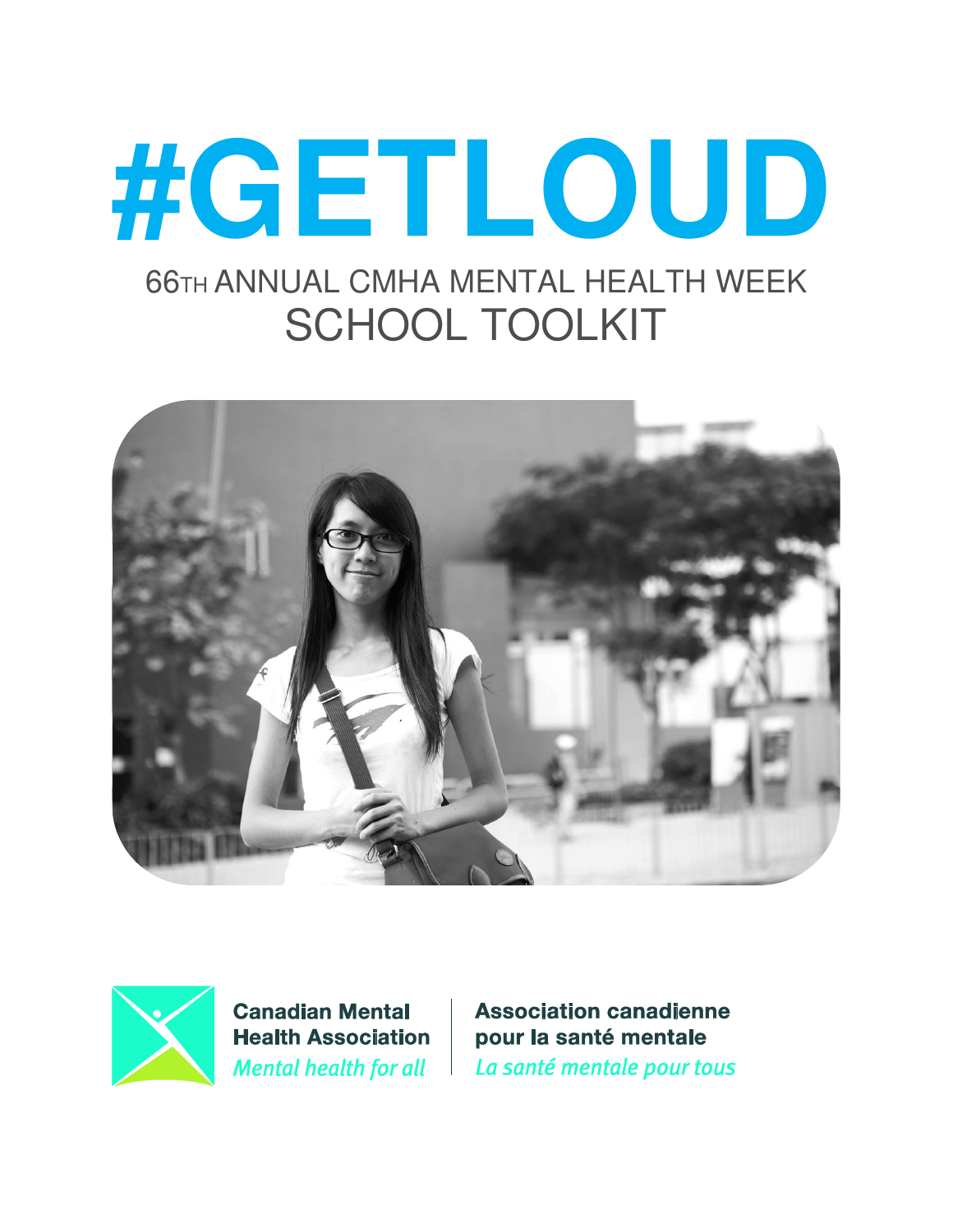# #GETLOUD

## 66TH ANNUAL CMHA MENTAL HEALTH WEEK
## SCHOOL TOOLKIT

**Canadian Mental Health Association**
*Mental health for all*

**Association canadienne pour la santé mentale**
*La santé mentale pour tous*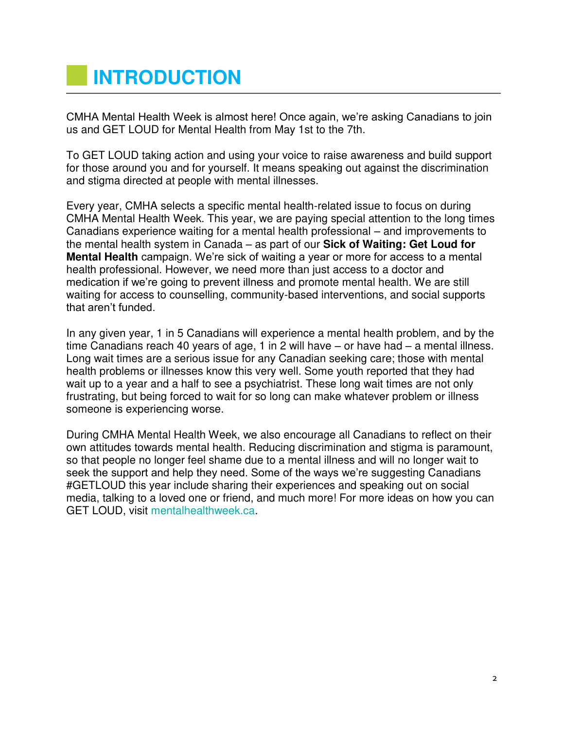# INTRODUCTION

CMHA Mental Health Week is almost here! Once again, we're asking Canadians to join us and GET LOUD for Mental Health from May 1st to the 7th.

To GET LOUD taking action and using your voice to raise awareness and build support for those around you and for yourself. It means speaking out against the discrimination and stigma directed at people with mental illnesses.

Every year, CMHA selects a specific mental health-related issue to focus on during CMHA Mental Health Week. This year, we are paying special attention to the long times Canadians experience waiting for a mental health professional – and improvements to the mental health system in Canada – as part of our **Sick of Waiting: Get Loud for Mental Health** campaign. We're sick of waiting a year or more for access to a mental health professional. However, we need more than just access to a doctor and medication if we're going to prevent illness and promote mental health. We are still waiting for access to counselling, community-based interventions, and social supports that aren't funded.

In any given year, 1 in 5 Canadians will experience a mental health problem, and by the time Canadians reach 40 years of age, 1 in 2 will have – or have had – a mental illness. Long wait times are a serious issue for any Canadian seeking care; those with mental health problems or illnesses know this very well. Some youth reported that they had wait up to a year and a half to see a psychiatrist. These long wait times are not only frustrating, but being forced to wait for so long can make whatever problem or illness someone is experiencing worse.

During CMHA Mental Health Week, we also encourage all Canadians to reflect on their own attitudes towards mental health. Reducing discrimination and stigma is paramount, so that people no longer feel shame due to a mental illness and will no longer wait to seek the support and help they need. Some of the ways we're suggesting Canadians #GETLOUD this year include sharing their experiences and speaking out on social media, talking to a loved one or friend, and much more! For more ideas on how you can GET LOUD, visit mentalhealthweek.ca.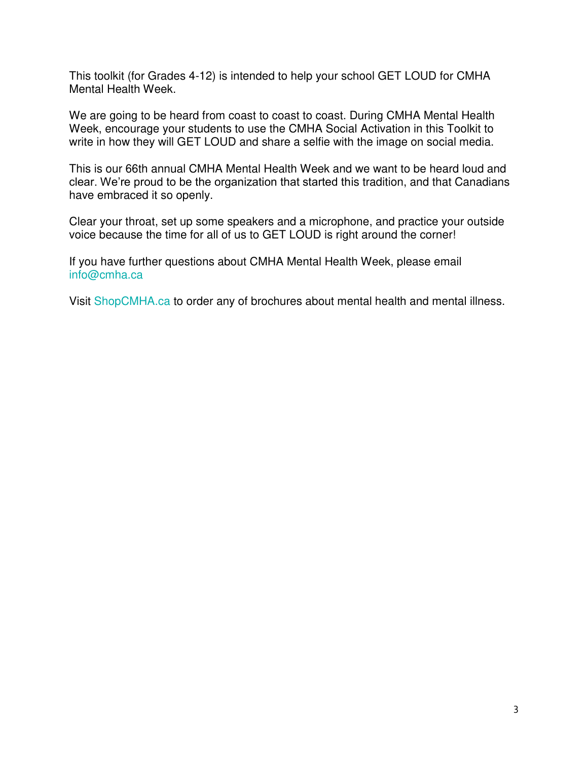This toolkit (for Grades 4-12) is intended to help your school GET LOUD for CMHA Mental Health Week.

We are going to be heard from coast to coast to coast. During CMHA Mental Health Week, encourage your students to use the CMHA Social Activation in this Toolkit to write in how they will GET LOUD and share a selfie with the image on social media.

This is our 66th annual CMHA Mental Health Week and we want to be heard loud and clear. We're proud to be the organization that started this tradition, and that Canadians have embraced it so openly.

Clear your throat, set up some speakers and a microphone, and practice your outside voice because the time for all of us to GET LOUD is right around the corner!

If you have further questions about CMHA Mental Health Week, please email info@cmha.ca

Visit ShopCMHA.ca to order any of brochures about mental health and mental illness.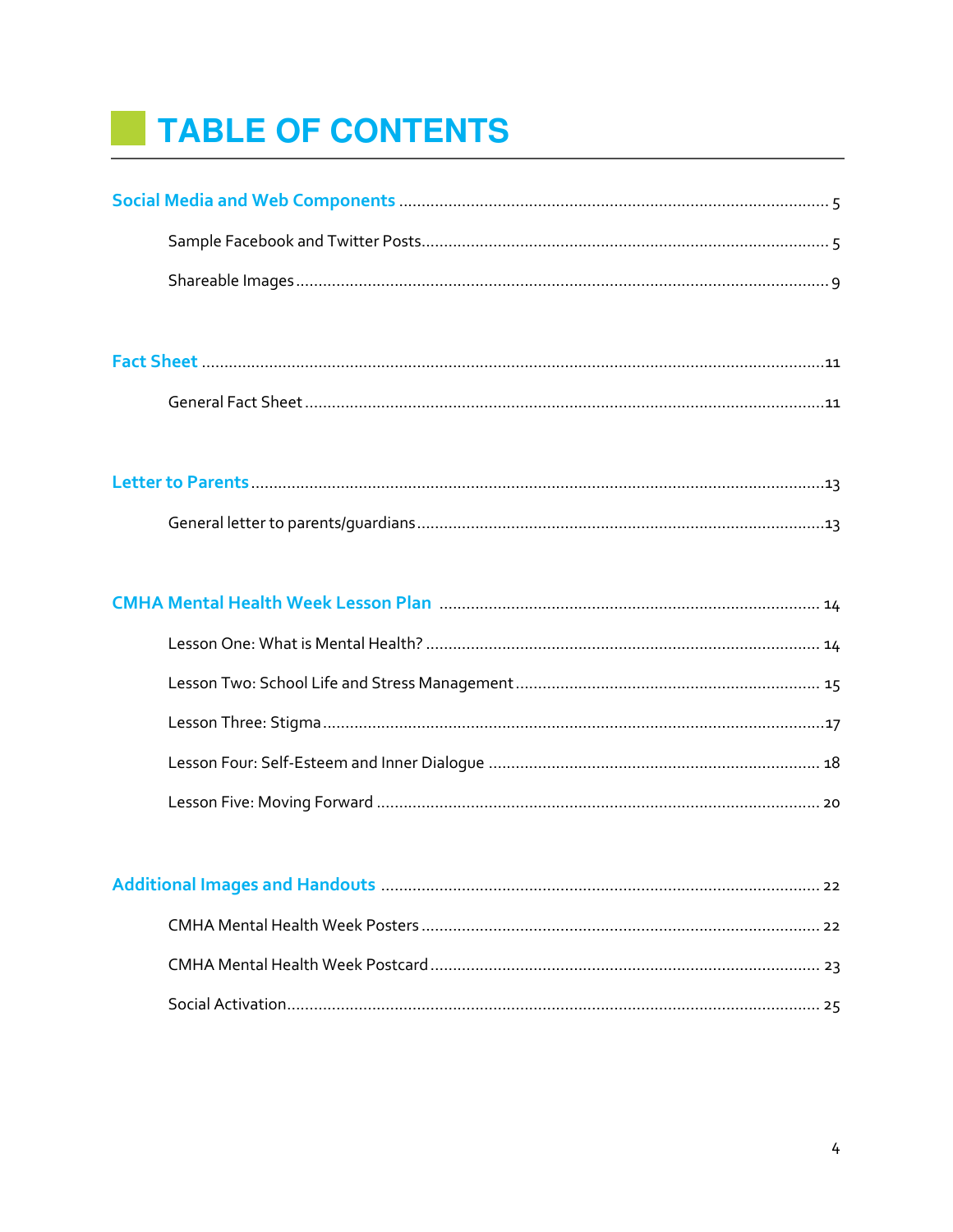# TABLE OF CONTENTS

**Social Media and Web Components** ........ 5

- Sample Facebook and Twitter Posts ........ 5
- Shareable Images ........ 9

**Fact Sheet** ........ 11

- General Fact Sheet ........ 11

**Letter to Parents** ........ 13

- General letter to parents/guardians ........ 13

**CMHA Mental Health Week Lesson Plan** ........ 14

- Lesson One: What is Mental Health? ........ 14
- Lesson Two: School Life and Stress Management ........ 15
- Lesson Three: Stigma ........ 17
- Lesson Four: Self-Esteem and Inner Dialogue ........ 18
- Lesson Five: Moving Forward ........ 20

**Additional Images and Handouts** ........ 22

- CMHA Mental Health Week Posters ........ 22
- CMHA Mental Health Week Postcard ........ 23
- Social Activation ........ 25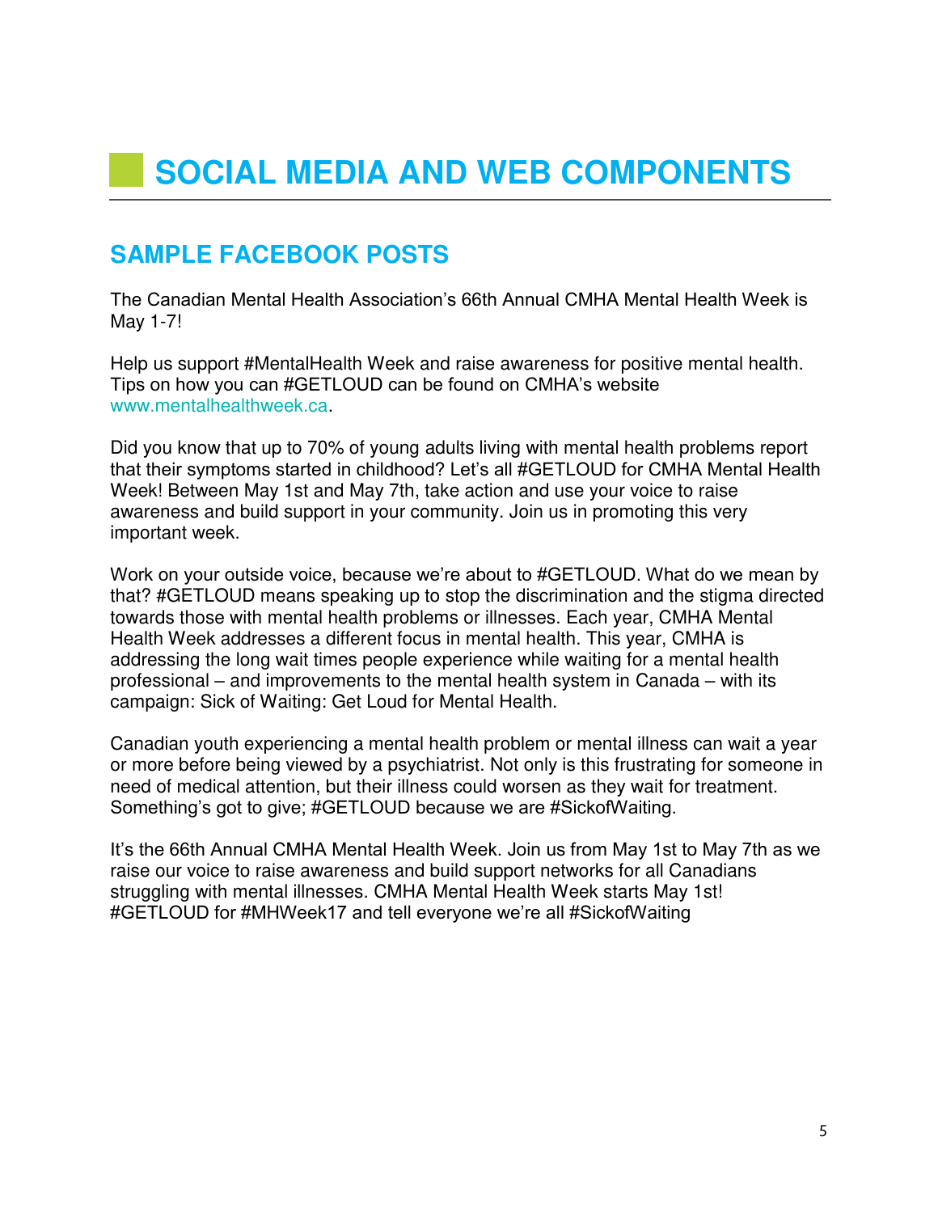# SOCIAL MEDIA AND WEB COMPONENTS

## SAMPLE FACEBOOK POSTS

The Canadian Mental Health Association's 66th Annual CMHA Mental Health Week is May 1-7!

Help us support #MentalHealth Week and raise awareness for positive mental health. Tips on how you can #GETLOUD can be found on CMHA's website www.mentalhealthweek.ca.

Did you know that up to 70% of young adults living with mental health problems report that their symptoms started in childhood? Let's all #GETLOUD for CMHA Mental Health Week! Between May 1st and May 7th, take action and use your voice to raise awareness and build support in your community. Join us in promoting this very important week.

Work on your outside voice, because we're about to #GETLOUD. What do we mean by that? #GETLOUD means speaking up to stop the discrimination and the stigma directed towards those with mental health problems or illnesses. Each year, CMHA Mental Health Week addresses a different focus in mental health. This year, CMHA is addressing the long wait times people experience while waiting for a mental health professional – and improvements to the mental health system in Canada – with its campaign: Sick of Waiting: Get Loud for Mental Health.

Canadian youth experiencing a mental health problem or mental illness can wait a year or more before being viewed by a psychiatrist. Not only is this frustrating for someone in need of medical attention, but their illness could worsen as they wait for treatment. Something's got to give; #GETLOUD because we are #SickofWaiting.

It's the 66th Annual CMHA Mental Health Week. Join us from May 1st to May 7th as we raise our voice to raise awareness and build support networks for all Canadians struggling with mental illnesses. CMHA Mental Health Week starts May 1st! #GETLOUD for #MHWeek17 and tell everyone we're all #SickofWaiting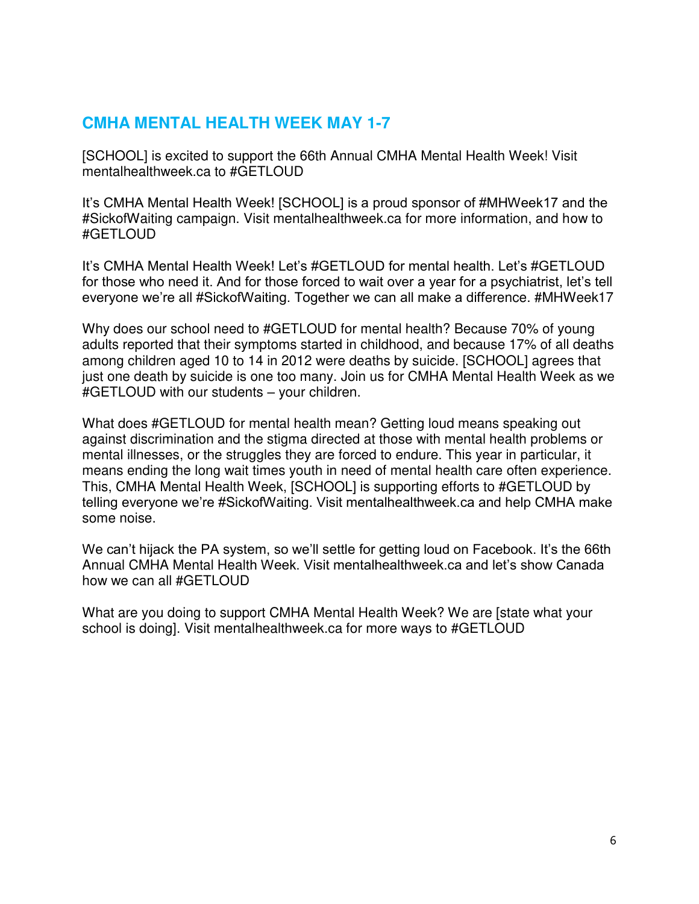## CMHA MENTAL HEALTH WEEK MAY 1-7

[SCHOOL] is excited to support the 66th Annual CMHA Mental Health Week! Visit mentalhealthweek.ca to #GETLOUD

It's CMHA Mental Health Week! [SCHOOL] is a proud sponsor of #MHWeek17 and the #SickofWaiting campaign. Visit mentalhealthweek.ca for more information, and how to #GETLOUD

It's CMHA Mental Health Week! Let's #GETLOUD for mental health. Let's #GETLOUD for those who need it. And for those forced to wait over a year for a psychiatrist, let's tell everyone we're all #SickofWaiting. Together we can all make a difference. #MHWeek17

Why does our school need to #GETLOUD for mental health? Because 70% of young adults reported that their symptoms started in childhood, and because 17% of all deaths among children aged 10 to 14 in 2012 were deaths by suicide. [SCHOOL] agrees that just one death by suicide is one too many. Join us for CMHA Mental Health Week as we #GETLOUD with our students – your children.

What does #GETLOUD for mental health mean? Getting loud means speaking out against discrimination and the stigma directed at those with mental health problems or mental illnesses, or the struggles they are forced to endure. This year in particular, it means ending the long wait times youth in need of mental health care often experience. This, CMHA Mental Health Week, [SCHOOL] is supporting efforts to #GETLOUD by telling everyone we're #SickofWaiting. Visit mentalhealthweek.ca and help CMHA make some noise.

We can't hijack the PA system, so we'll settle for getting loud on Facebook. It's the 66th Annual CMHA Mental Health Week. Visit mentalhealthweek.ca and let's show Canada how we can all #GETLOUD

What are you doing to support CMHA Mental Health Week? We are [state what your school is doing]. Visit mentalhealthweek.ca for more ways to #GETLOUD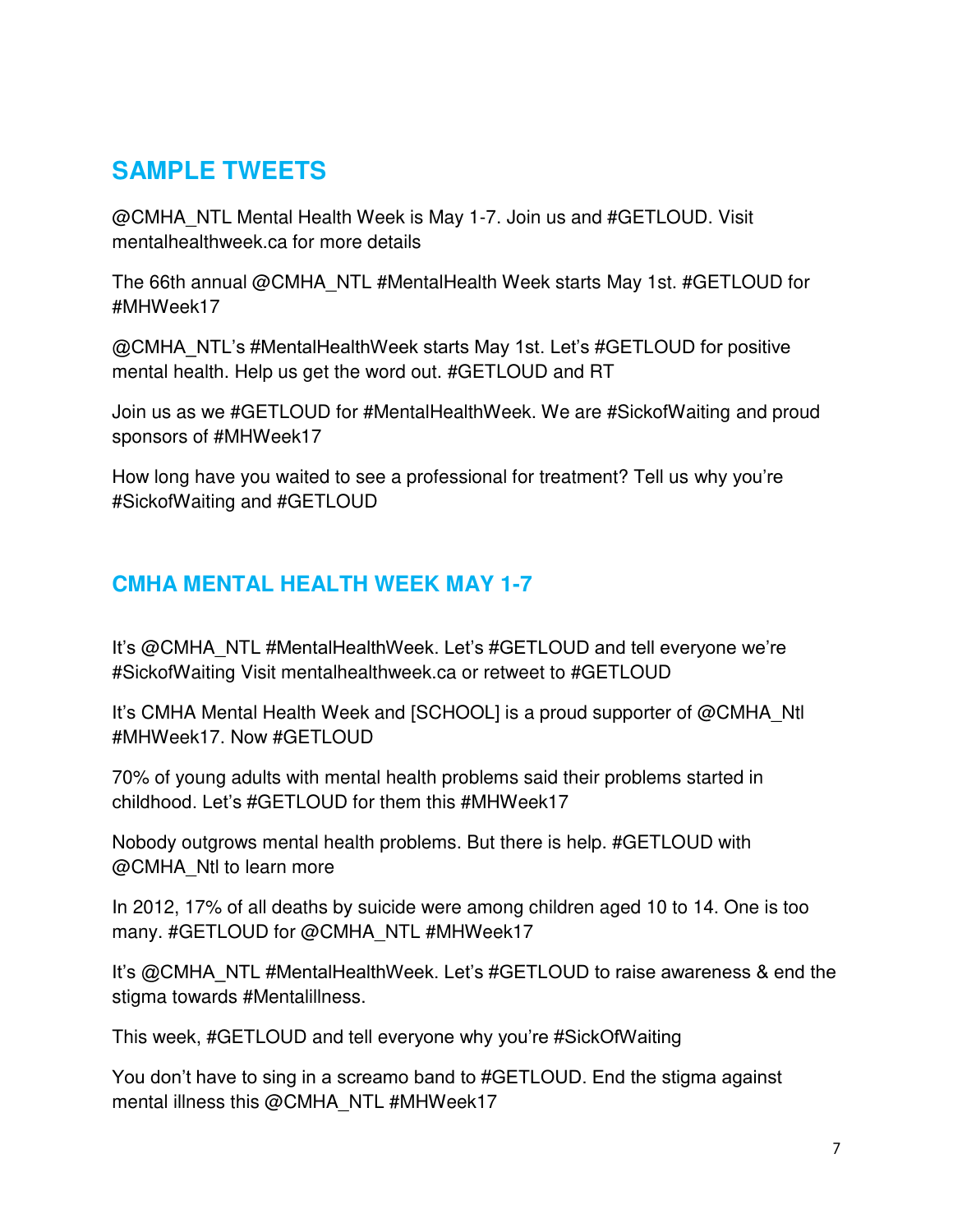## SAMPLE TWEETS

@CMHA_NTL Mental Health Week is May 1-7. Join us and #GETLOUD. Visit mentalhealthweek.ca for more details

The 66th annual @CMHA_NTL #MentalHealth Week starts May 1st. #GETLOUD for #MHWeek17

@CMHA_NTL's #MentalHealthWeek starts May 1st. Let's #GETLOUD for positive mental health. Help us get the word out. #GETLOUD and RT

Join us as we #GETLOUD for #MentalHealthWeek. We are #SickofWaiting and proud sponsors of #MHWeek17

How long have you waited to see a professional for treatment? Tell us why you're #SickofWaiting and #GETLOUD

## CMHA MENTAL HEALTH WEEK MAY 1-7

It's @CMHA_NTL #MentalHealthWeek. Let's #GETLOUD and tell everyone we're #SickofWaiting Visit mentalhealthweek.ca or retweet to #GETLOUD

It's CMHA Mental Health Week and [SCHOOL] is a proud supporter of @CMHA_Ntl #MHWeek17. Now #GETLOUD

70% of young adults with mental health problems said their problems started in childhood. Let's #GETLOUD for them this #MHWeek17

Nobody outgrows mental health problems. But there is help. #GETLOUD with @CMHA_Ntl to learn more

In 2012, 17% of all deaths by suicide were among children aged 10 to 14. One is too many. #GETLOUD for @CMHA_NTL #MHWeek17

It's @CMHA_NTL #MentalHealthWeek. Let's #GETLOUD to raise awareness & end the stigma towards #Mentalillness.

This week, #GETLOUD and tell everyone why you're #SickOfWaiting

You don't have to sing in a screamo band to #GETLOUD. End the stigma against mental illness this @CMHA_NTL #MHWeek17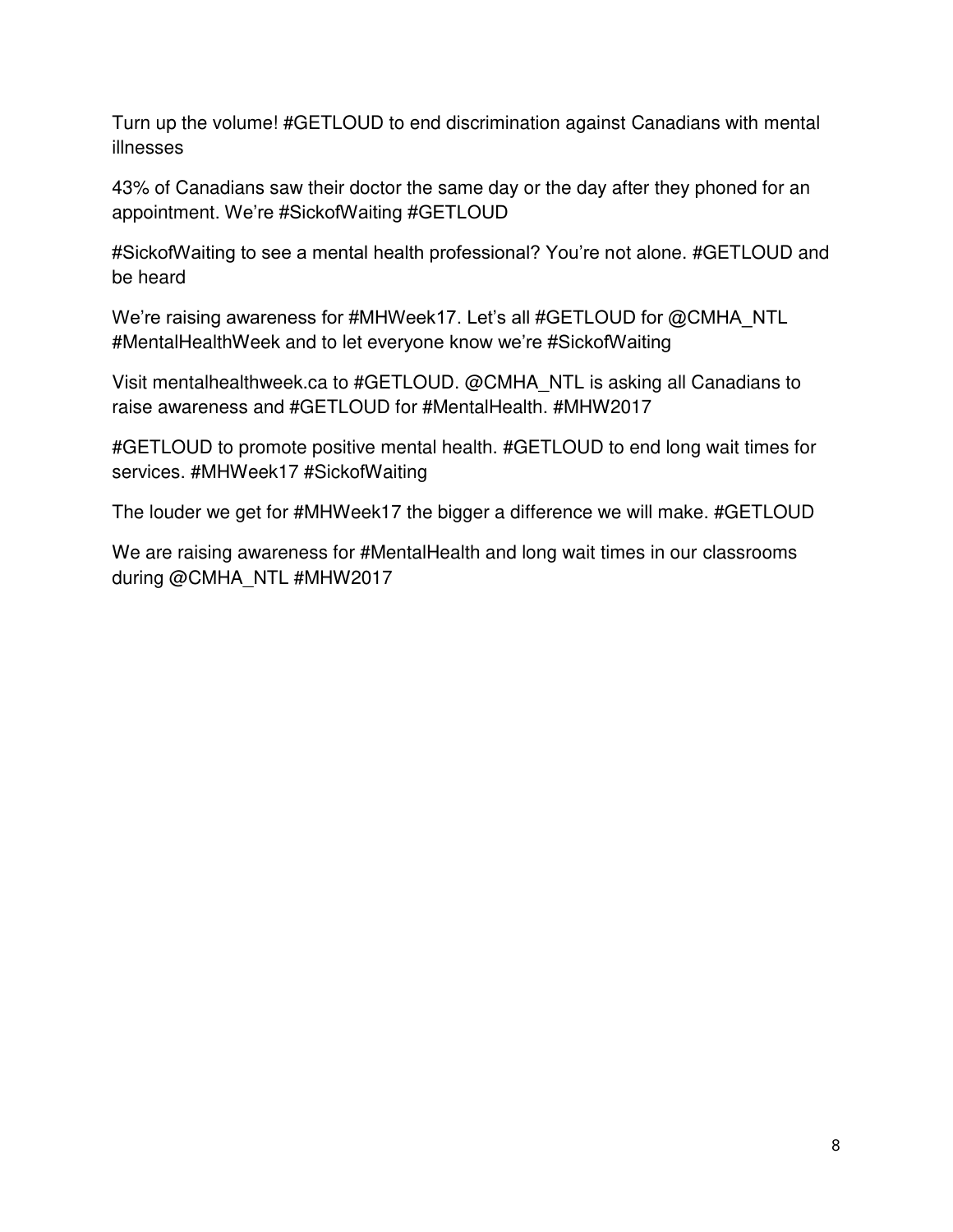Turn up the volume! #GETLOUD to end discrimination against Canadians with mental illnesses

43% of Canadians saw their doctor the same day or the day after they phoned for an appointment. We're #SickofWaiting #GETLOUD

#SickofWaiting to see a mental health professional? You're not alone. #GETLOUD and be heard

We're raising awareness for #MHWeek17. Let's all #GETLOUD for @CMHA_NTL #MentalHealthWeek and to let everyone know we're #SickofWaiting

Visit mentalhealthweek.ca to #GETLOUD. @CMHA_NTL is asking all Canadians to raise awareness and #GETLOUD for #MentalHealth. #MHW2017

#GETLOUD to promote positive mental health. #GETLOUD to end long wait times for services. #MHWeek17 #SickofWaiting

The louder we get for #MHWeek17 the bigger a difference we will make. #GETLOUD

We are raising awareness for #MentalHealth and long wait times in our classrooms during @CMHA_NTL #MHW2017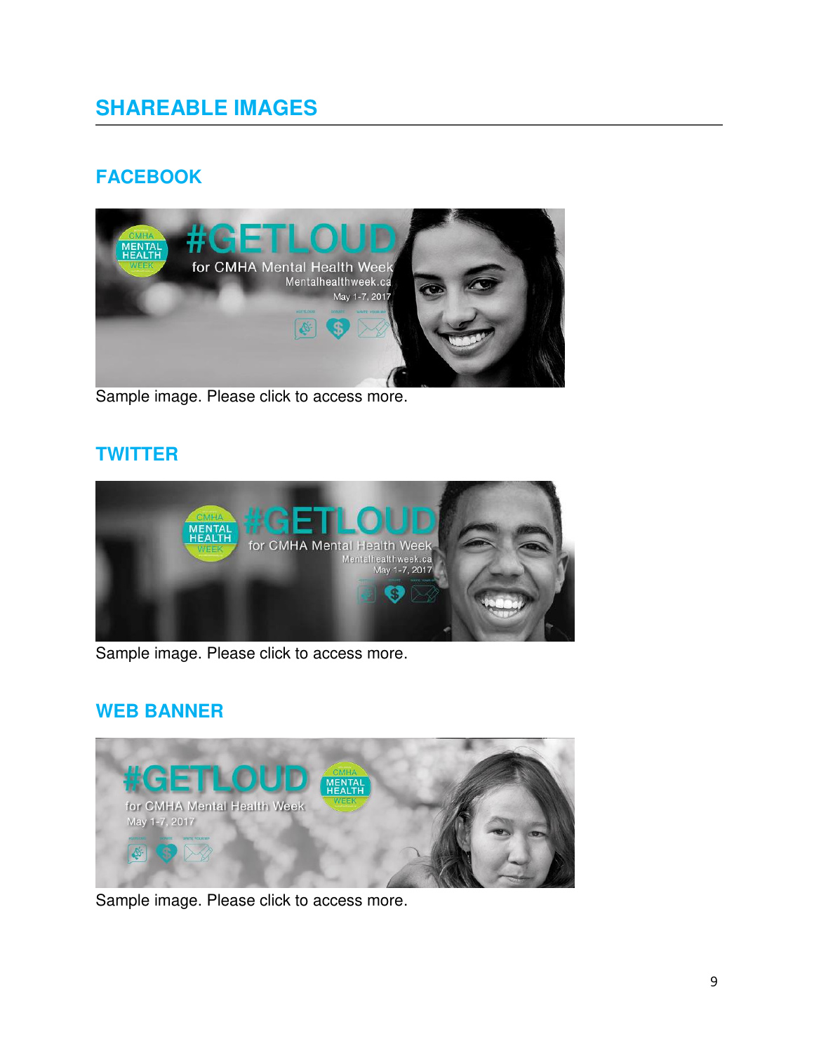## SHAREABLE IMAGES

### FACEBOOK

Sample image. Please click to access more.

### TWITTER

Sample image. Please click to access more.

### WEB BANNER

Sample image. Please click to access more.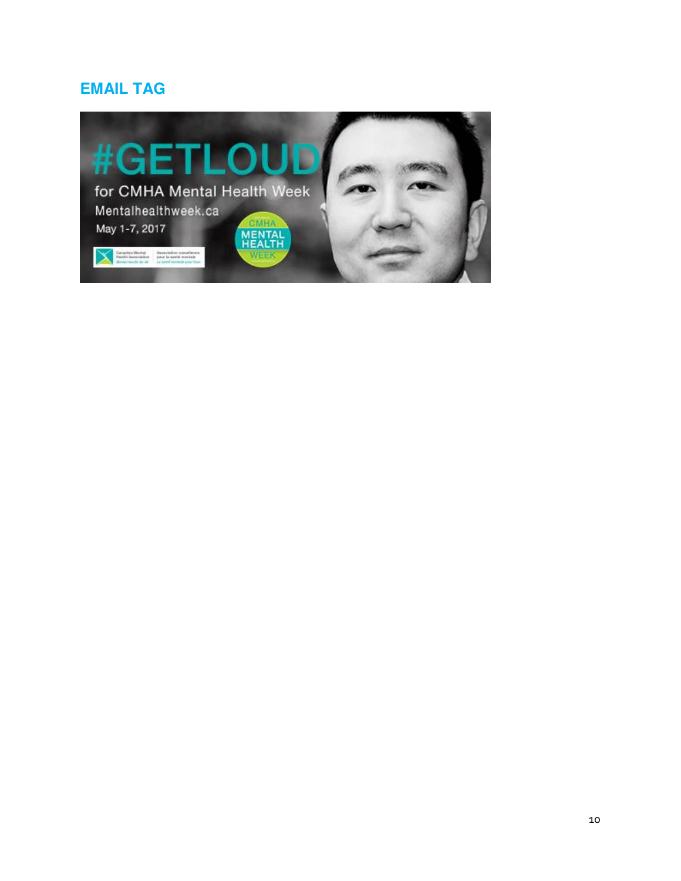## EMAIL TAG

#GETLOUD

for CMHA Mental Health Week

Mentalhealthweek.ca

May 1-7, 2017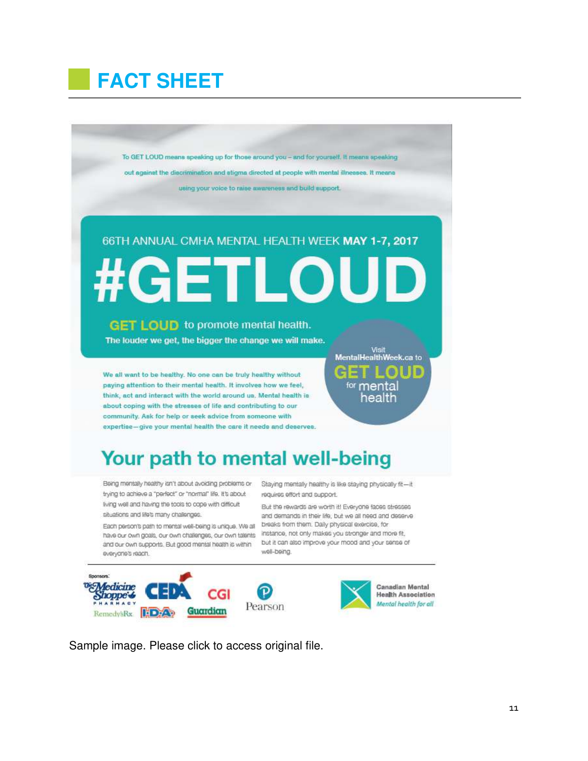# FACT SHEET

To GET LOUD means speaking up for those around you – and for yourself. It means speaking out against the discrimination and stigma directed at people with mental illnesses. It means using your voice to raise awareness and build support.

66TH ANNUAL CMHA MENTAL HEALTH WEEK **MAY 1-7, 2017**

# #GETLOUD

**GET LOUD** to promote mental health.

**The louder we get, the bigger the change we will make.**

Visit **MentalHealthWeek.ca** to **GET LOUD** for mental health

We all want to be healthy. No one can be truly healthy without paying attention to their mental health. It involves how we feel, think, act and interact with the world around us. Mental health is about coping with the stresses of life and contributing to our community. Ask for help or seek advice from someone with expertise—give your mental health the care it needs and deserves.

## Your path to mental well-being

Being mentally healthy isn't about avoiding problems or trying to achieve a "perfect" or "normal" life. It's about living well and having the tools to cope with difficult situations and life's many challenges.

Each person's path to mental well-being is unique. We all have our own goals, our own challenges, our own talents and our own supports. But good mental health is within everyone's reach.

Staying mentally healthy is like staying physically fit—it requires effort and support.

But the rewards are worth it! Everyone faces stresses and demands in their life, but we all need and deserve breaks from them. Daily physical exercise, for instance, not only makes you stronger and more fit, but it can also improve your mood and your sense of well-being.

Sponsors: The Medicine Shoppe Pharmacy, RemedysRx, CEDA, IDA, CGI, Guardian, Pearson

Canadian Mental Health Association
*Mental health for all*

Sample image. Please click to access original file.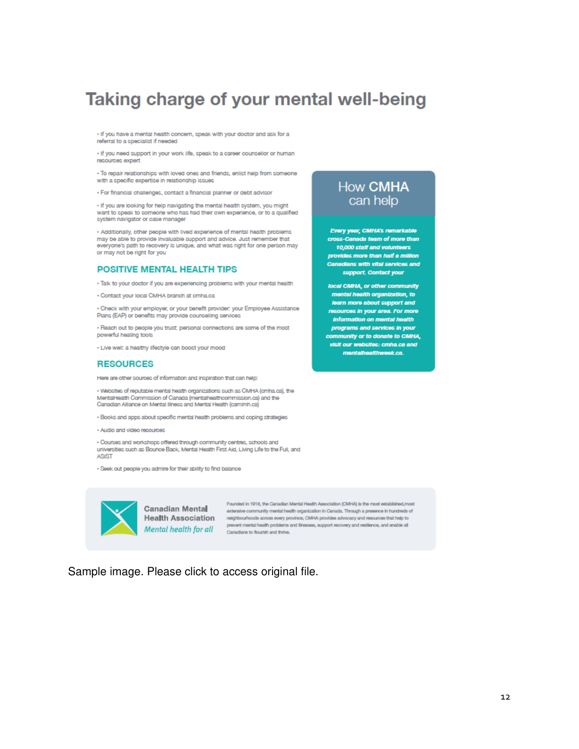# Taking charge of your mental well-being

- If you have a mental health concern, speak with your doctor and ask for a referral to a specialist if needed
- If you need support in your work life, speak to a career counsellor or human resources expert
- To repair relationships with loved ones and friends, enlist help from someone with a specific expertise in relationship issues
- For financial challenges, contact a financial planner or debt advisor
- If you are looking for help navigating the mental health system, you might want to speak to someone who has had their own experience, or to a qualified system navigator or case manager
- Additionally, other people with lived experience of mental health problems may be able to provide invaluable support and advice. Just remember that everyone's path to recovery is unique, and what was right for one person may or may not be right for you

## POSITIVE MENTAL HEALTH TIPS

- Talk to your doctor if you are experiencing problems with your mental health
- Contact your local CMHA branch at cmha.ca
- Check with your employer, or your benefit provider: your Employee Assistance Plans (EAP) or benefits may provide counselling services
- Reach out to people you trust: personal connections are some of the most powerful healing tools
- Live well: a healthy lifestyle can boost your mood

## RESOURCES

Here are other sources of information and inspiration that can help:

- Websites of reputable mental health organizations such as CMHA (cmha.ca), the MentalHealth Commission of Canada (mentalhealthcommission.ca) and the Canadian Alliance on Mental Illness and Mental Health (camimh.ca)
- Books and apps about specific mental health problems and coping strategies
- Audio and video resources
- Courses and workshops offered through community centres, schools and universities such as Bounce Back, Mental Health First Aid, Living Life to the Full, and ASIST
- Seek out people you admire for their ability to find balance

## How CMHA can help

***Every year, CMHA's remarkable cross-Canada team of more than 10,000 staff and volunteers provides more than half a million Canadians with vital services and support. Contact your local CMHA, or other community mental health organization, to learn more about support and resources in your area. For more information on mental health programs and services in your community or to donate to CMHA, visit our websites: cmha.ca and mentalhealthweek.ca.***

**Canadian Mental Health Association**
*Mental health for all*

Founded in 1918, the Canadian Mental Health Association (CMHA) is the most established,most extensive community mental health organization in Canada. Through a presence in hundreds of neighbourhoods across every province, CMHA provides advocacy and resources that help to prevent mental health problems and illnesses, support recovery and resilience, and enable all Canadians to flourish and thrive.

Sample image. Please click to access original file.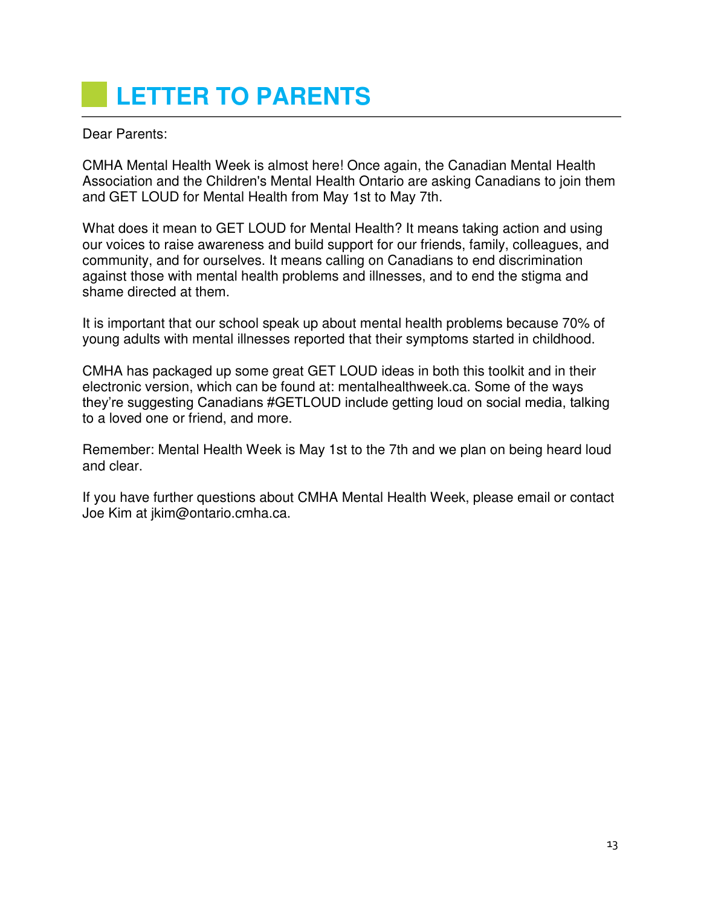# LETTER TO PARENTS

Dear Parents:

CMHA Mental Health Week is almost here! Once again, the Canadian Mental Health Association and the Children's Mental Health Ontario are asking Canadians to join them and GET LOUD for Mental Health from May 1st to May 7th.

What does it mean to GET LOUD for Mental Health? It means taking action and using our voices to raise awareness and build support for our friends, family, colleagues, and community, and for ourselves. It means calling on Canadians to end discrimination against those with mental health problems and illnesses, and to end the stigma and shame directed at them.

It is important that our school speak up about mental health problems because 70% of young adults with mental illnesses reported that their symptoms started in childhood.

CMHA has packaged up some great GET LOUD ideas in both this toolkit and in their electronic version, which can be found at: mentalhealthweek.ca. Some of the ways they're suggesting Canadians #GETLOUD include getting loud on social media, talking to a loved one or friend, and more.

Remember: Mental Health Week is May 1st to the 7th and we plan on being heard loud and clear.

If you have further questions about CMHA Mental Health Week, please email or contact Joe Kim at jkim@ontario.cmha.ca.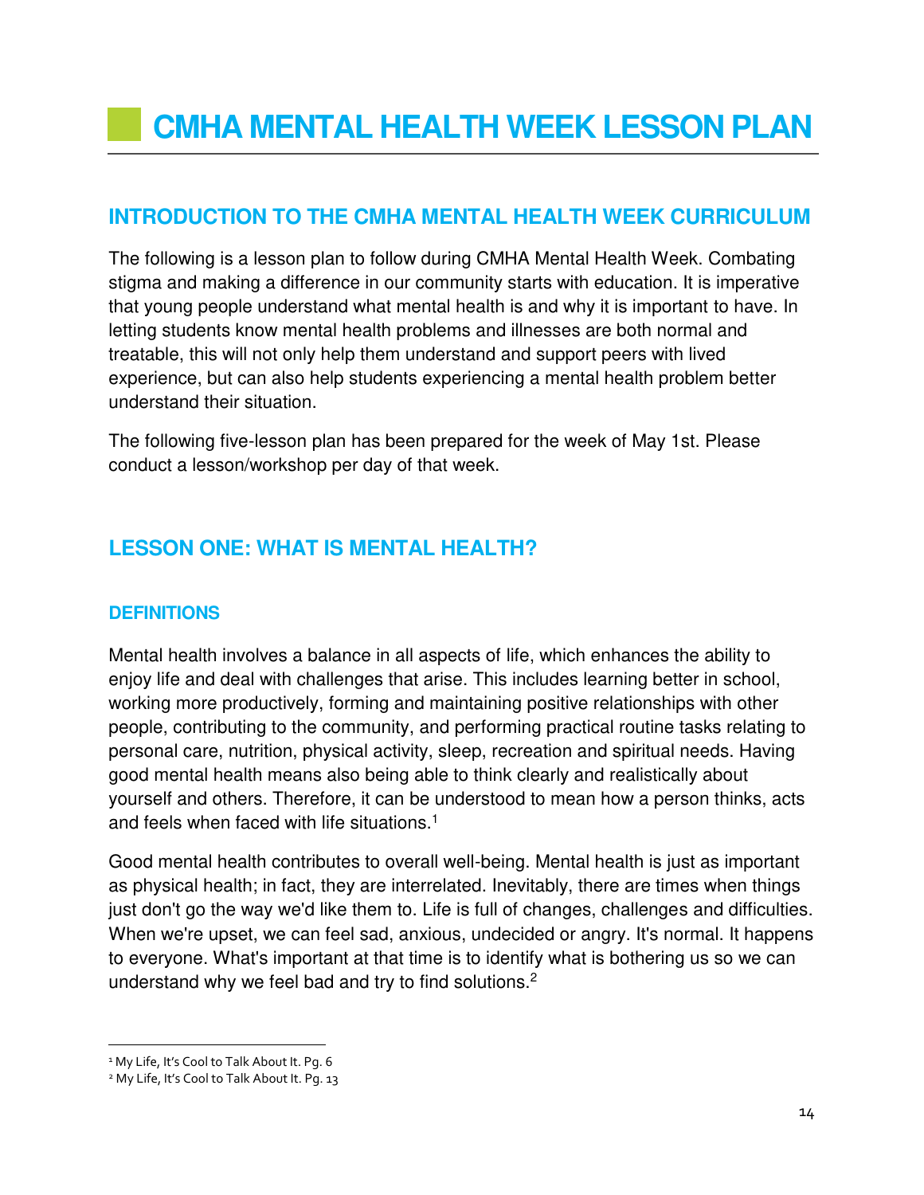# CMHA MENTAL HEALTH WEEK LESSON PLAN

## INTRODUCTION TO THE CMHA MENTAL HEALTH WEEK CURRICULUM

The following is a lesson plan to follow during CMHA Mental Health Week. Combating stigma and making a difference in our community starts with education. It is imperative that young people understand what mental health is and why it is important to have. In letting students know mental health problems and illnesses are both normal and treatable, this will not only help them understand and support peers with lived experience, but can also help students experiencing a mental health problem better understand their situation.

The following five-lesson plan has been prepared for the week of May 1st. Please conduct a lesson/workshop per day of that week.

## LESSON ONE: WHAT IS MENTAL HEALTH?

### DEFINITIONS

Mental health involves a balance in all aspects of life, which enhances the ability to enjoy life and deal with challenges that arise. This includes learning better in school, working more productively, forming and maintaining positive relationships with other people, contributing to the community, and performing practical routine tasks relating to personal care, nutrition, physical activity, sleep, recreation and spiritual needs. Having good mental health means also being able to think clearly and realistically about yourself and others. Therefore, it can be understood to mean how a person thinks, acts and feels when faced with life situations.[1]

Good mental health contributes to overall well-being. Mental health is just as important as physical health; in fact, they are interrelated. Inevitably, there are times when things just don't go the way we'd like them to. Life is full of changes, challenges and difficulties. When we're upset, we can feel sad, anxious, undecided or angry. It's normal. It happens to everyone. What's important at that time is to identify what is bothering us so we can understand why we feel bad and try to find solutions.[2]

---

[1] My Life, It's Cool to Talk About It. Pg. 6

[2] My Life, It's Cool to Talk About It. Pg. 13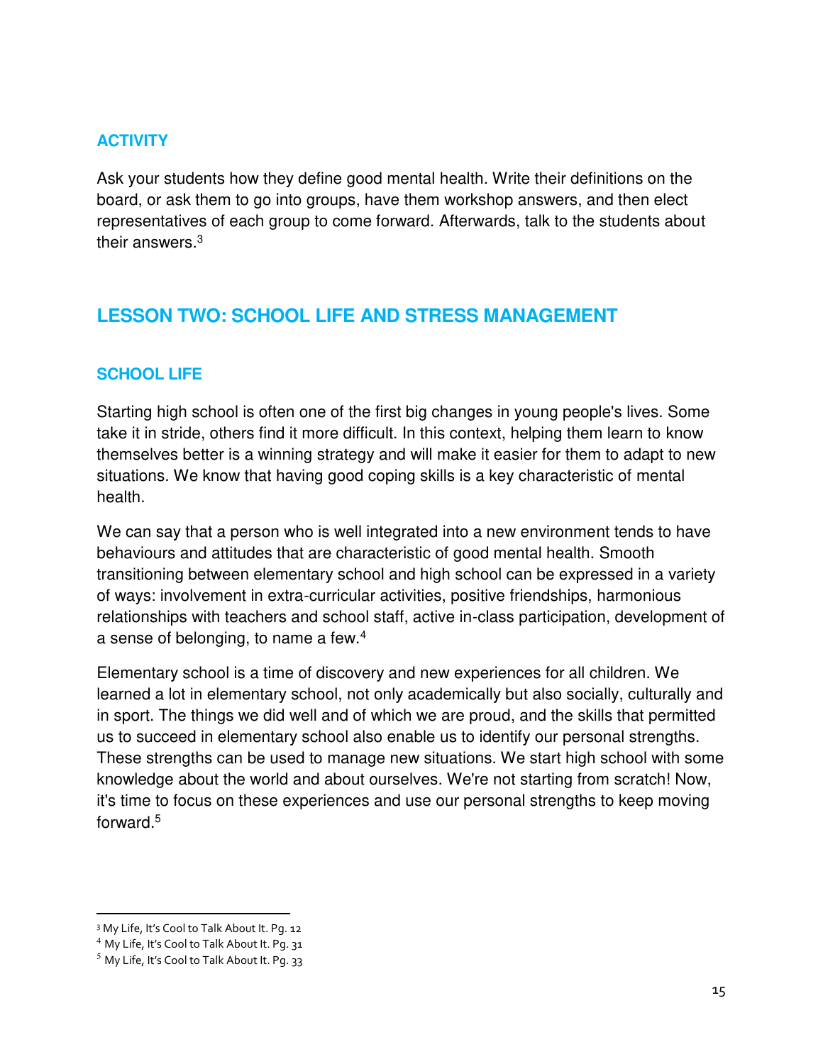### ACTIVITY

Ask your students how they define good mental health. Write their definitions on the board, or ask them to go into groups, have them workshop answers, and then elect representatives of each group to come forward. Afterwards, talk to the students about their answers.[3]

## LESSON TWO: SCHOOL LIFE AND STRESS MANAGEMENT

### SCHOOL LIFE

Starting high school is often one of the first big changes in young people's lives. Some take it in stride, others find it more difficult. In this context, helping them learn to know themselves better is a winning strategy and will make it easier for them to adapt to new situations. We know that having good coping skills is a key characteristic of mental health.

We can say that a person who is well integrated into a new environment tends to have behaviours and attitudes that are characteristic of good mental health. Smooth transitioning between elementary school and high school can be expressed in a variety of ways: involvement in extra-curricular activities, positive friendships, harmonious relationships with teachers and school staff, active in-class participation, development of a sense of belonging, to name a few.[4]

Elementary school is a time of discovery and new experiences for all children. We learned a lot in elementary school, not only academically but also socially, culturally and in sport. The things we did well and of which we are proud, and the skills that permitted us to succeed in elementary school also enable us to identify our personal strengths. These strengths can be used to manage new situations. We start high school with some knowledge about the world and about ourselves. We're not starting from scratch! Now, it's time to focus on these experiences and use our personal strengths to keep moving forward.[5]

---

[3] My Life, It's Cool to Talk About It. Pg. 12

[4] My Life, It's Cool to Talk About It. Pg. 31

[5] My Life, It's Cool to Talk About It. Pg. 33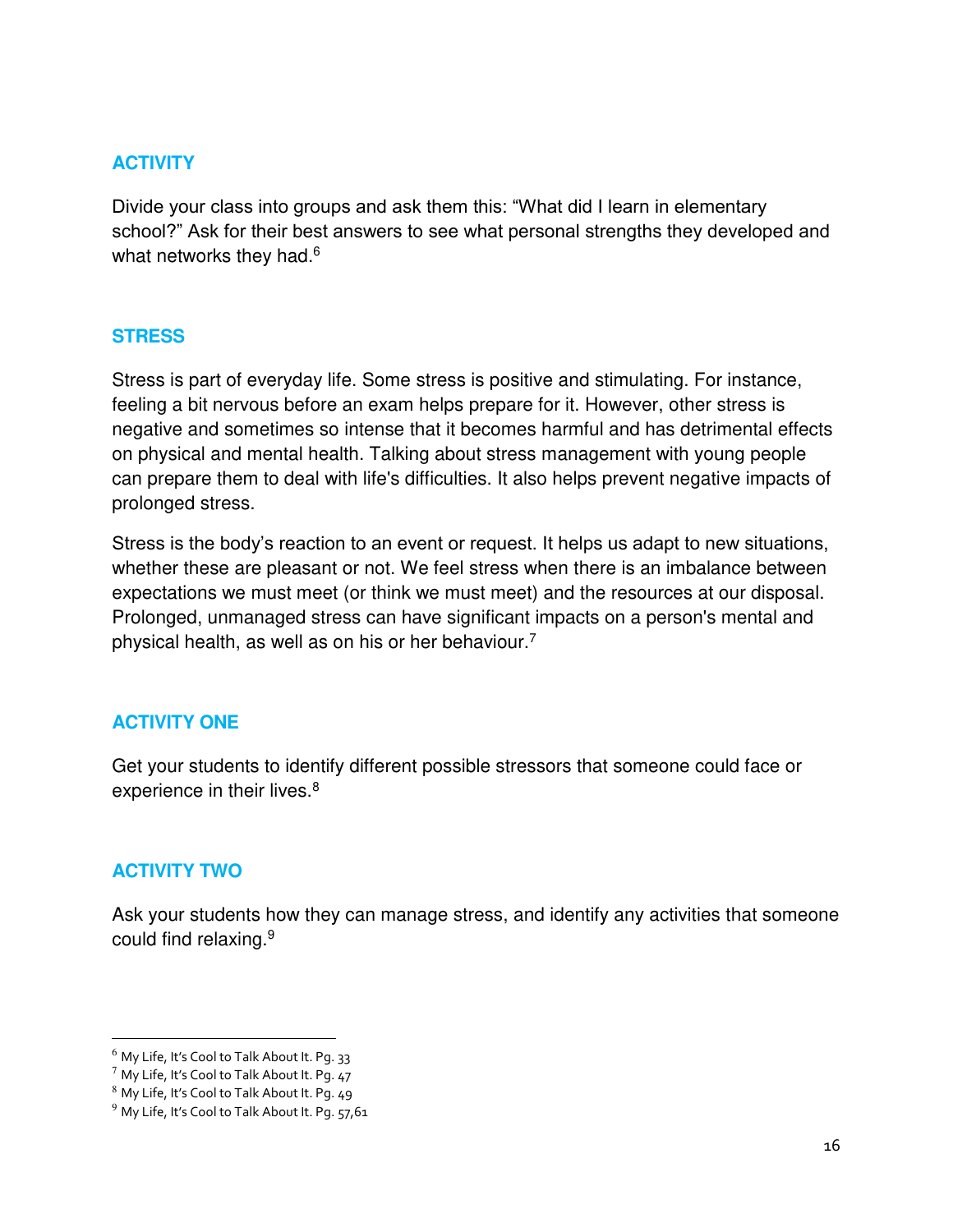## ACTIVITY

Divide your class into groups and ask them this: “What did I learn in elementary school?” Ask for their best answers to see what personal strengths they developed and what networks they had.[6]

## STRESS

Stress is part of everyday life. Some stress is positive and stimulating. For instance, feeling a bit nervous before an exam helps prepare for it. However, other stress is negative and sometimes so intense that it becomes harmful and has detrimental effects on physical and mental health. Talking about stress management with young people can prepare them to deal with life's difficulties. It also helps prevent negative impacts of prolonged stress.

Stress is the body’s reaction to an event or request. It helps us adapt to new situations, whether these are pleasant or not. We feel stress when there is an imbalance between expectations we must meet (or think we must meet) and the resources at our disposal. Prolonged, unmanaged stress can have significant impacts on a person's mental and physical health, as well as on his or her behaviour.[7]

## ACTIVITY ONE

Get your students to identify different possible stressors that someone could face or experience in their lives.[8]

## ACTIVITY TWO

Ask your students how they can manage stress, and identify any activities that someone could find relaxing.[9]

---

[6] My Life, It’s Cool to Talk About It. Pg. 33
[7] My Life, It’s Cool to Talk About It. Pg. 47
[8] My Life, It’s Cool to Talk About It. Pg. 49
[9] My Life, It’s Cool to Talk About It. Pg. 57,61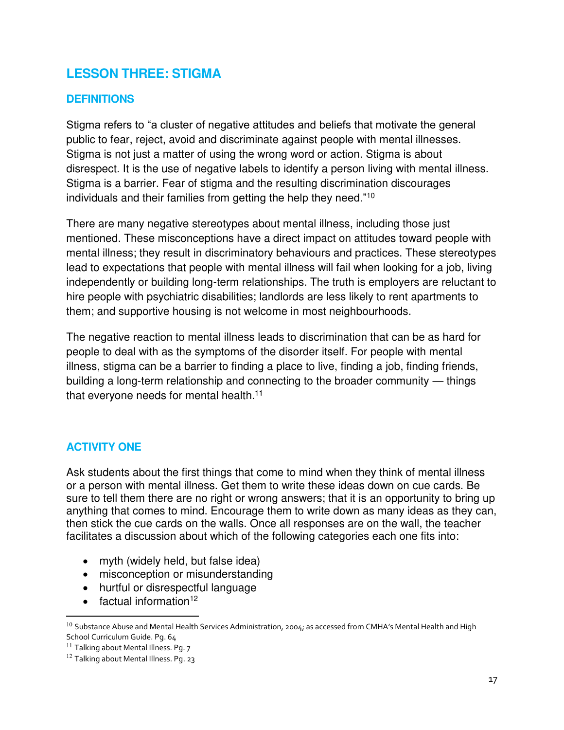## LESSON THREE: STIGMA

### DEFINITIONS

Stigma refers to "a cluster of negative attitudes and beliefs that motivate the general public to fear, reject, avoid and discriminate against people with mental illnesses. Stigma is not just a matter of using the wrong word or action. Stigma is about disrespect. It is the use of negative labels to identify a person living with mental illness. Stigma is a barrier. Fear of stigma and the resulting discrimination discourages individuals and their families from getting the help they need."[10]

There are many negative stereotypes about mental illness, including those just mentioned. These misconceptions have a direct impact on attitudes toward people with mental illness; they result in discriminatory behaviours and practices. These stereotypes lead to expectations that people with mental illness will fail when looking for a job, living independently or building long-term relationships. The truth is employers are reluctant to hire people with psychiatric disabilities; landlords are less likely to rent apartments to them; and supportive housing is not welcome in most neighbourhoods.

The negative reaction to mental illness leads to discrimination that can be as hard for people to deal with as the symptoms of the disorder itself. For people with mental illness, stigma can be a barrier to finding a place to live, finding a job, finding friends, building a long-term relationship and connecting to the broader community — things that everyone needs for mental health.[11]

### ACTIVITY ONE

Ask students about the first things that come to mind when they think of mental illness or a person with mental illness. Get them to write these ideas down on cue cards. Be sure to tell them there are no right or wrong answers; that it is an opportunity to bring up anything that comes to mind. Encourage them to write down as many ideas as they can, then stick the cue cards on the walls. Once all responses are on the wall, the teacher facilitates a discussion about which of the following categories each one fits into:

- myth (widely held, but false idea)
- misconception or misunderstanding
- hurtful or disrespectful language
- factual information[12]

---

[10] Substance Abuse and Mental Health Services Administration, 2004; as accessed from CMHA's Mental Health and High School Curriculum Guide. Pg. 64

[11] Talking about Mental Illness. Pg. 7

[12] Talking about Mental Illness. Pg. 23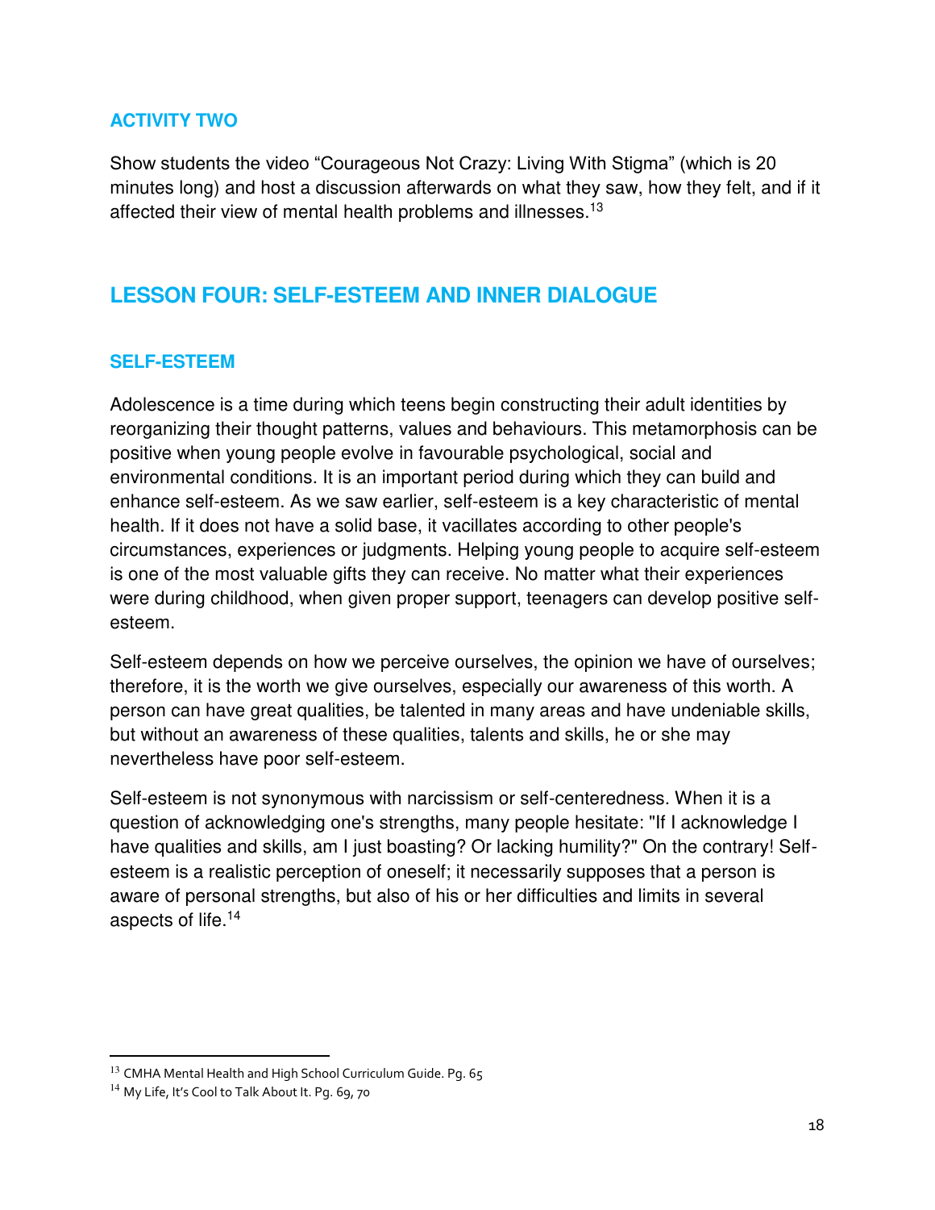### ACTIVITY TWO

Show students the video "Courageous Not Crazy: Living With Stigma" (which is 20 minutes long) and host a discussion afterwards on what they saw, how they felt, and if it affected their view of mental health problems and illnesses.[13]

## LESSON FOUR: SELF-ESTEEM AND INNER DIALOGUE

### SELF-ESTEEM

Adolescence is a time during which teens begin constructing their adult identities by reorganizing their thought patterns, values and behaviours. This metamorphosis can be positive when young people evolve in favourable psychological, social and environmental conditions. It is an important period during which they can build and enhance self-esteem. As we saw earlier, self-esteem is a key characteristic of mental health. If it does not have a solid base, it vacillates according to other people's circumstances, experiences or judgments. Helping young people to acquire self-esteem is one of the most valuable gifts they can receive. No matter what their experiences were during childhood, when given proper support, teenagers can develop positive self-esteem.

Self-esteem depends on how we perceive ourselves, the opinion we have of ourselves; therefore, it is the worth we give ourselves, especially our awareness of this worth. A person can have great qualities, be talented in many areas and have undeniable skills, but without an awareness of these qualities, talents and skills, he or she may nevertheless have poor self-esteem.

Self-esteem is not synonymous with narcissism or self-centeredness. When it is a question of acknowledging one's strengths, many people hesitate: "If I acknowledge I have qualities and skills, am I just boasting? Or lacking humility?" On the contrary! Self-esteem is a realistic perception of oneself; it necessarily supposes that a person is aware of personal strengths, but also of his or her difficulties and limits in several aspects of life.[14]

---

[13] CMHA Mental Health and High School Curriculum Guide. Pg. 65

[14] My Life, It's Cool to Talk About It. Pg. 69, 70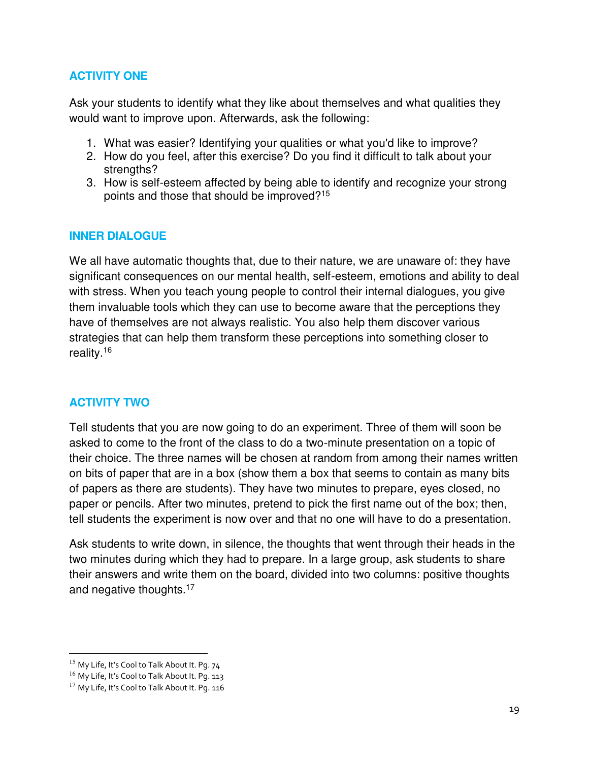### ACTIVITY ONE

Ask your students to identify what they like about themselves and what qualities they would want to improve upon. Afterwards, ask the following:

1. What was easier? Identifying your qualities or what you'd like to improve?
2. How do you feel, after this exercise? Do you find it difficult to talk about your strengths?
3. How is self-esteem affected by being able to identify and recognize your strong points and those that should be improved?[15]

### INNER DIALOGUE

We all have automatic thoughts that, due to their nature, we are unaware of: they have significant consequences on our mental health, self-esteem, emotions and ability to deal with stress. When you teach young people to control their internal dialogues, you give them invaluable tools which they can use to become aware that the perceptions they have of themselves are not always realistic. You also help them discover various strategies that can help them transform these perceptions into something closer to reality.[16]

### ACTIVITY TWO

Tell students that you are now going to do an experiment. Three of them will soon be asked to come to the front of the class to do a two-minute presentation on a topic of their choice. The three names will be chosen at random from among their names written on bits of paper that are in a box (show them a box that seems to contain as many bits of papers as there are students). They have two minutes to prepare, eyes closed, no paper or pencils. After two minutes, pretend to pick the first name out of the box; then, tell students the experiment is now over and that no one will have to do a presentation.

Ask students to write down, in silence, the thoughts that went through their heads in the two minutes during which they had to prepare. In a large group, ask students to share their answers and write them on the board, divided into two columns: positive thoughts and negative thoughts.[17]

---

[15] My Life, It's Cool to Talk About It. Pg. 74

[16] My Life, It's Cool to Talk About It. Pg. 113

[17] My Life, It's Cool to Talk About It. Pg. 116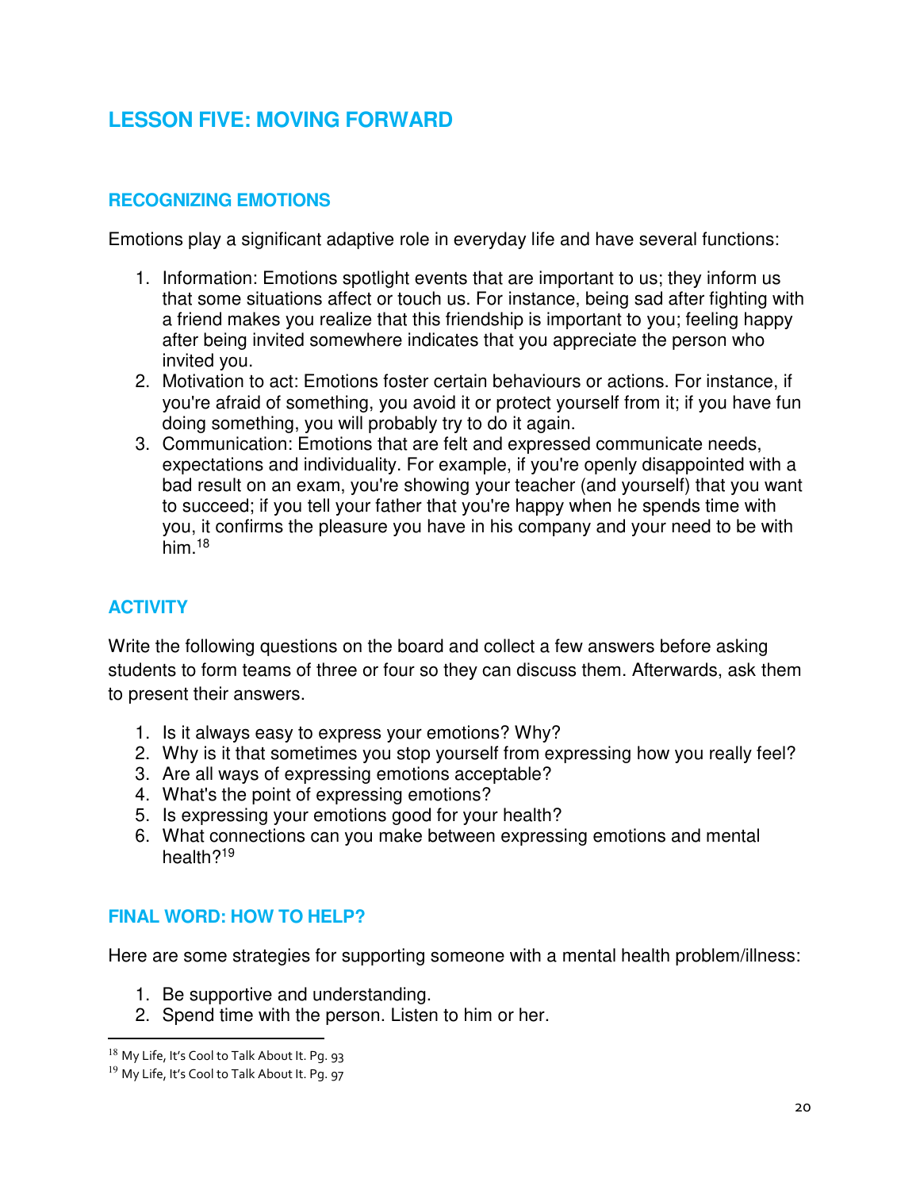## LESSON FIVE: MOVING FORWARD

### RECOGNIZING EMOTIONS

Emotions play a significant adaptive role in everyday life and have several functions:

1. Information: Emotions spotlight events that are important to us; they inform us that some situations affect or touch us. For instance, being sad after fighting with a friend makes you realize that this friendship is important to you; feeling happy after being invited somewhere indicates that you appreciate the person who invited you.
2. Motivation to act: Emotions foster certain behaviours or actions. For instance, if you're afraid of something, you avoid it or protect yourself from it; if you have fun doing something, you will probably try to do it again.
3. Communication: Emotions that are felt and expressed communicate needs, expectations and individuality. For example, if you're openly disappointed with a bad result on an exam, you're showing your teacher (and yourself) that you want to succeed; if you tell your father that you're happy when he spends time with you, it confirms the pleasure you have in his company and your need to be with him.[18]

### ACTIVITY

Write the following questions on the board and collect a few answers before asking students to form teams of three or four so they can discuss them. Afterwards, ask them to present their answers.

1. Is it always easy to express your emotions? Why?
2. Why is it that sometimes you stop yourself from expressing how you really feel?
3. Are all ways of expressing emotions acceptable?
4. What's the point of expressing emotions?
5. Is expressing your emotions good for your health?
6. What connections can you make between expressing emotions and mental health?[19]

### FINAL WORD: HOW TO HELP?

Here are some strategies for supporting someone with a mental health problem/illness:

1. Be supportive and understanding.
2. Spend time with the person. Listen to him or her.

---

[18] My Life, It's Cool to Talk About It. Pg. 93

[19] My Life, It's Cool to Talk About It. Pg. 97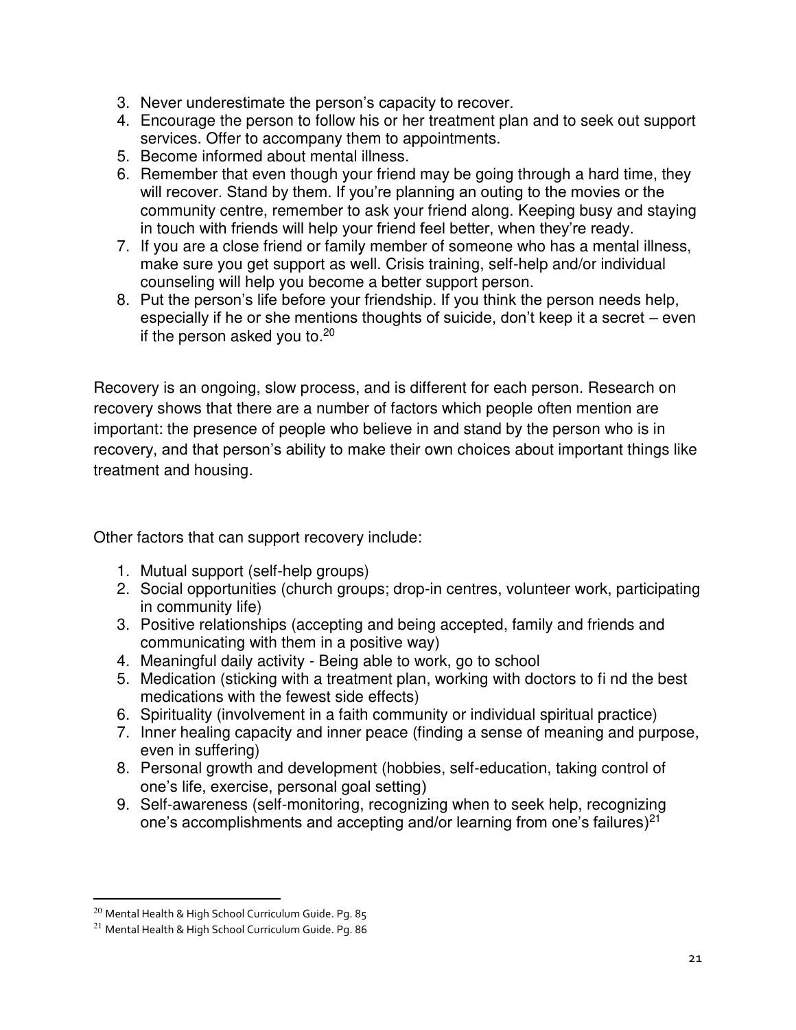3. Never underestimate the person's capacity to recover.
4. Encourage the person to follow his or her treatment plan and to seek out support services. Offer to accompany them to appointments.
5. Become informed about mental illness.
6. Remember that even though your friend may be going through a hard time, they will recover. Stand by them. If you're planning an outing to the movies or the community centre, remember to ask your friend along. Keeping busy and staying in touch with friends will help your friend feel better, when they're ready.
7. If you are a close friend or family member of someone who has a mental illness, make sure you get support as well. Crisis training, self-help and/or individual counseling will help you become a better support person.
8. Put the person's life before your friendship. If you think the person needs help, especially if he or she mentions thoughts of suicide, don't keep it a secret – even if the person asked you to.[20]

Recovery is an ongoing, slow process, and is different for each person. Research on recovery shows that there are a number of factors which people often mention are important: the presence of people who believe in and stand by the person who is in recovery, and that person's ability to make their own choices about important things like treatment and housing.

Other factors that can support recovery include:

1. Mutual support (self-help groups)
2. Social opportunities (church groups; drop-in centres, volunteer work, participating in community life)
3. Positive relationships (accepting and being accepted, family and friends and communicating with them in a positive way)
4. Meaningful daily activity - Being able to work, go to school
5. Medication (sticking with a treatment plan, working with doctors to fi nd the best medications with the fewest side effects)
6. Spirituality (involvement in a faith community or individual spiritual practice)
7. Inner healing capacity and inner peace (finding a sense of meaning and purpose, even in suffering)
8. Personal growth and development (hobbies, self-education, taking control of one's life, exercise, personal goal setting)
9. Self-awareness (self-monitoring, recognizing when to seek help, recognizing one's accomplishments and accepting and/or learning from one's failures)[21]

---

[20] Mental Health & High School Curriculum Guide. Pg. 85

[21] Mental Health & High School Curriculum Guide. Pg. 86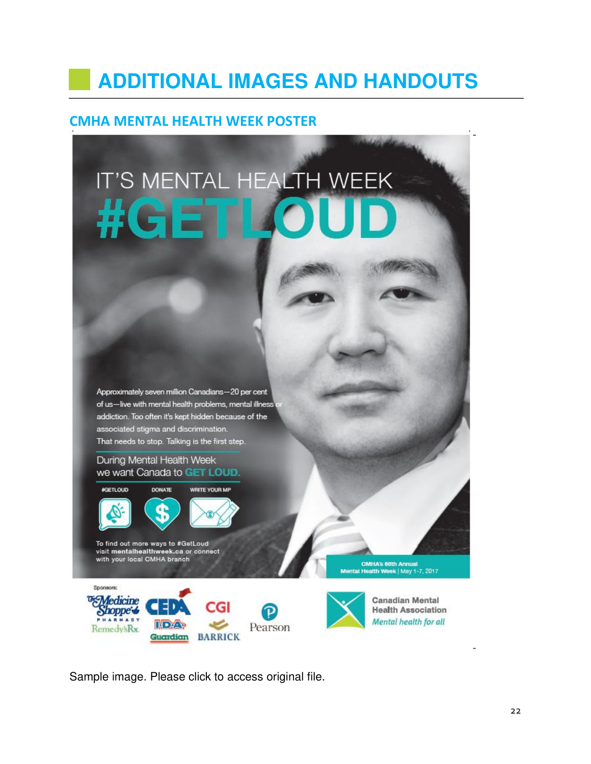# ADDITIONAL IMAGES AND HANDOUTS

## CMHA MENTAL HEALTH WEEK POSTER

IT'S MENTAL HEALTH WEEK

#GETLOUD

Approximately seven million Canadians—20 per cent of us—live with mental health problems, mental illness or addiction. Too often it's kept hidden because of the associated stigma and discrimination. That needs to stop. Talking is the first step.

During Mental Health Week we want Canada to GET LOUD.

#GETLOUD DONATE WRITE YOUR MP

To find out more ways to #GetLoud visit **mentalhealthweek.ca** or connect with your local CMHA branch

CMHA's 66th Annual Mental Health Week | May 1-7, 2017

Sponsors: The Medicine Shoppe Pharmacy, RemedysRx, CEDA, IDA, Guardian, CGI, Barrick, Pearson

Canadian Mental Health Association
*Mental health for all*

Sample image. Please click to access original file.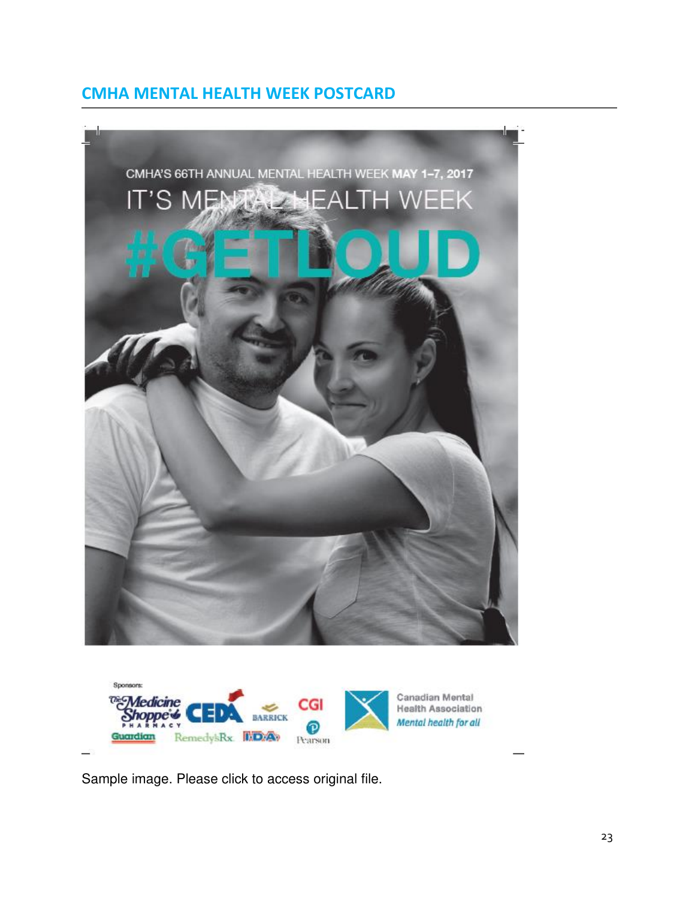## CMHA MENTAL HEALTH WEEK POSTCARD

CMHA'S 66TH ANNUAL MENTAL HEALTH WEEK **MAY 1–7, 2017**

IT'S MENTAL HEALTH WEEK

#GETLOUD

Sponsors:

The Medicine Shoppe Pharmacy, CEDA, Barrick, CGI, Guardian, RemedysRx, I.D.A, Pearson

Canadian Mental Health Association

*Mental health for all*

Sample image. Please click to access original file.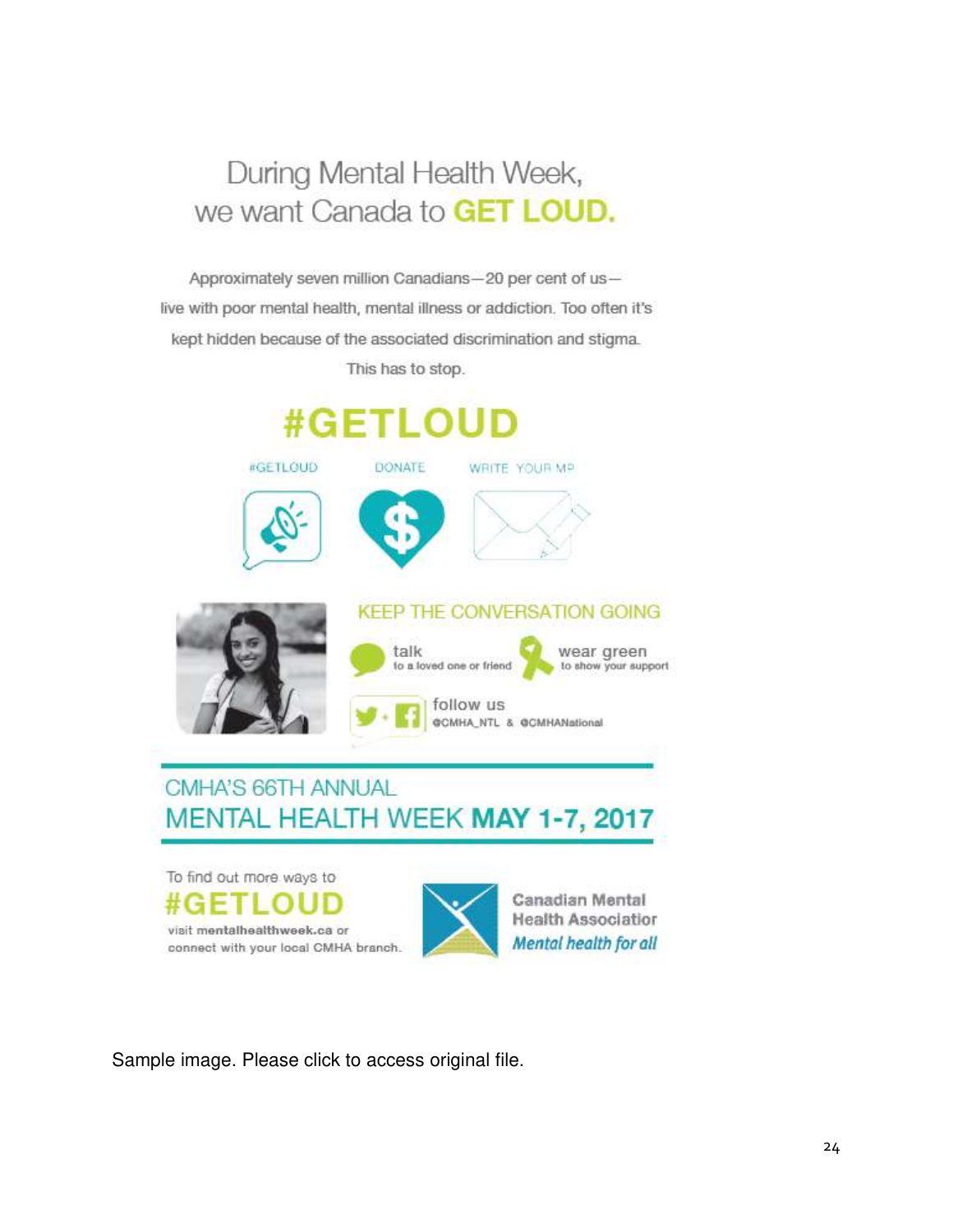# During Mental Health Week, we want Canada to **GET LOUD.**

Approximately seven million Canadians—20 per cent of us—live with poor mental health, mental illness or addiction. Too often it's kept hidden because of the associated discrimination and stigma.

This has to stop.

## #GETLOUD

#GETLOUD | DONATE | WRITE YOUR MP

### KEEP THE CONVERSATION GOING

**talk** to a loved one or friend

**wear green** to show your support

**follow us** @CMHA_NTL & @CMHANational

### CMHA'S 66TH ANNUAL MENTAL HEALTH WEEK **MAY 1-7, 2017**

To find out more ways to

**#GETLOUD**

visit **mentalhealthweek.ca** or connect with your local CMHA branch.

Canadian Mental Health Association
*Mental health for all*

Sample image. Please click to access original file.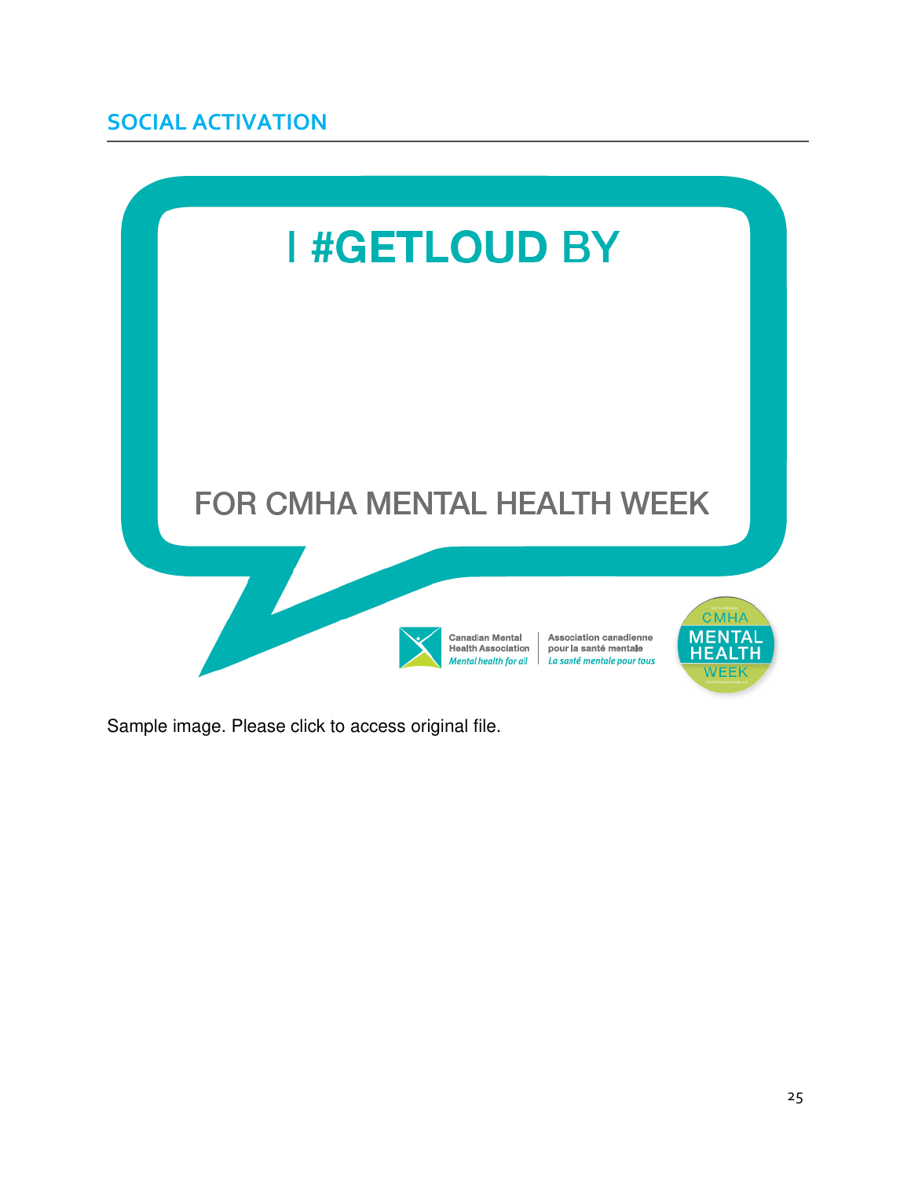## SOCIAL ACTIVATION

I #GETLOUD BY

FOR CMHA MENTAL HEALTH WEEK

Canadian Mental Health Association
*Mental health for all*

Association canadienne pour la santé mentale
*La santé mentale pour tous*

CMHA MENTAL HEALTH WEEK

Sample image. Please click to access original file.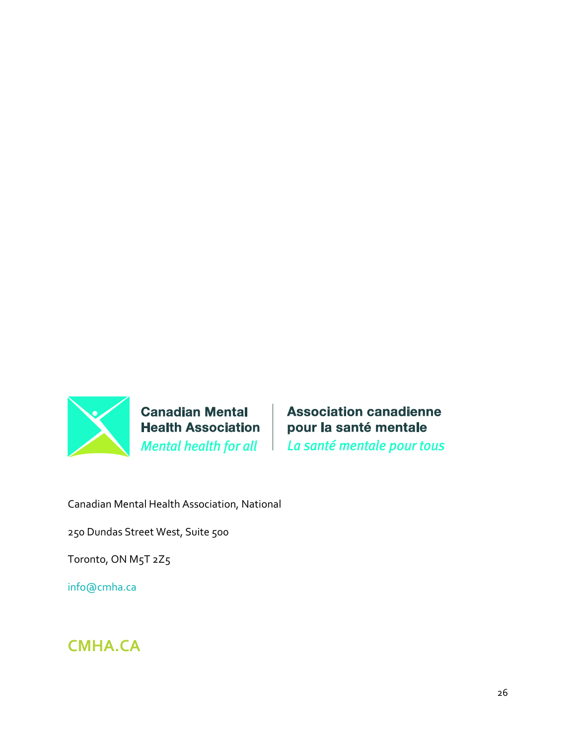**Canadian Mental Health Association**
*Mental health for all*

**Association canadienne pour la santé mentale**
*La santé mentale pour tous*

Canadian Mental Health Association, National

250 Dundas Street West, Suite 500

Toronto, ON M5T 2Z5

info@cmha.ca

**CMHA.CA**